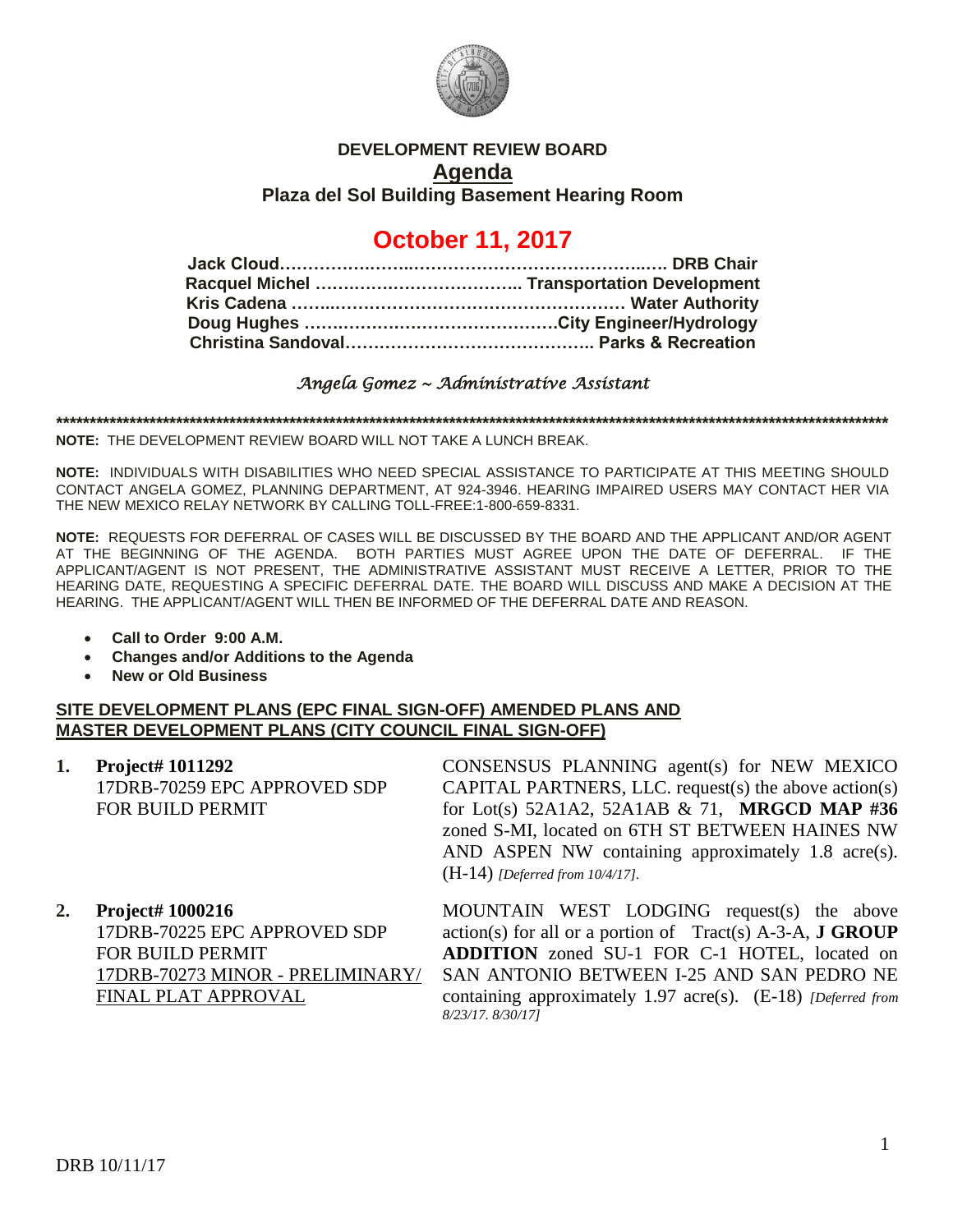**DEVELOPMENT REVIEW BOARD**

**Agenda**

**Plaza del Sol Building Basement Hearing Room**

# October 11, 2017

**Jack Cloud……………………………………………………….. DRB Chair**
**Racquel Michel ……………………………….. Transportation Development**
**Kris Cadena …………………………………………………… Water Authority**
**Doug Hughes ……………………………………City Engineer/Hydrology**
**Christina Sandoval…………………………………….. Parks & Recreation**

*Angela Gomez ~ Administrative Assistant*

**************************************************************************************************************************

**NOTE:** THE DEVELOPMENT REVIEW BOARD WILL NOT TAKE A LUNCH BREAK.

**NOTE:** INDIVIDUALS WITH DISABILITIES WHO NEED SPECIAL ASSISTANCE TO PARTICIPATE AT THIS MEETING SHOULD CONTACT ANGELA GOMEZ, PLANNING DEPARTMENT, AT 924-3946. HEARING IMPAIRED USERS MAY CONTACT HER VIA THE NEW MEXICO RELAY NETWORK BY CALLING TOLL-FREE:1-800-659-8331.

**NOTE:** REQUESTS FOR DEFERRAL OF CASES WILL BE DISCUSSED BY THE BOARD AND THE APPLICANT AND/OR AGENT AT THE BEGINNING OF THE AGENDA. BOTH PARTIES MUST AGREE UPON THE DATE OF DEFERRAL. IF THE APPLICANT/AGENT IS NOT PRESENT, THE ADMINISTRATIVE ASSISTANT MUST RECEIVE A LETTER, PRIOR TO THE HEARING DATE, REQUESTING A SPECIFIC DEFERRAL DATE. THE BOARD WILL DISCUSS AND MAKE A DECISION AT THE HEARING. THE APPLICANT/AGENT WILL THEN BE INFORMED OF THE DEFERRAL DATE AND REASON.

- **Call to Order 9:00 A.M.**
- **Changes and/or Additions to the Agenda**
- **New or Old Business**

## SITE DEVELOPMENT PLANS (EPC FINAL SIGN-OFF) AMENDED PLANS AND MASTER DEVELOPMENT PLANS (CITY COUNCIL FINAL SIGN-OFF)

**1. Project# 1011292**
17DRB-70259 EPC APPROVED SDP FOR BUILD PERMIT

CONSENSUS PLANNING agent(s) for NEW MEXICO CAPITAL PARTNERS, LLC. request(s) the above action(s) for Lot(s) 52A1A2, 52A1AB & 71, **MRGCD MAP #36** zoned S-MI, located on 6TH ST BETWEEN HAINES NW AND ASPEN NW containing approximately 1.8 acre(s). (H-14) *[Deferred from 10/4/17].*

**2. Project# 1000216**
17DRB-70225 EPC APPROVED SDP FOR BUILD PERMIT
17DRB-70273 MINOR - PRELIMINARY/ FINAL PLAT APPROVAL

MOUNTAIN WEST LODGING request(s) the above action(s) for all or a portion of Tract(s) A-3-A, **J GROUP ADDITION** zoned SU-1 FOR C-1 HOTEL, located on SAN ANTONIO BETWEEN I-25 AND SAN PEDRO NE containing approximately 1.97 acre(s). (E-18) *[Deferred from 8/23/17. 8/30/17]*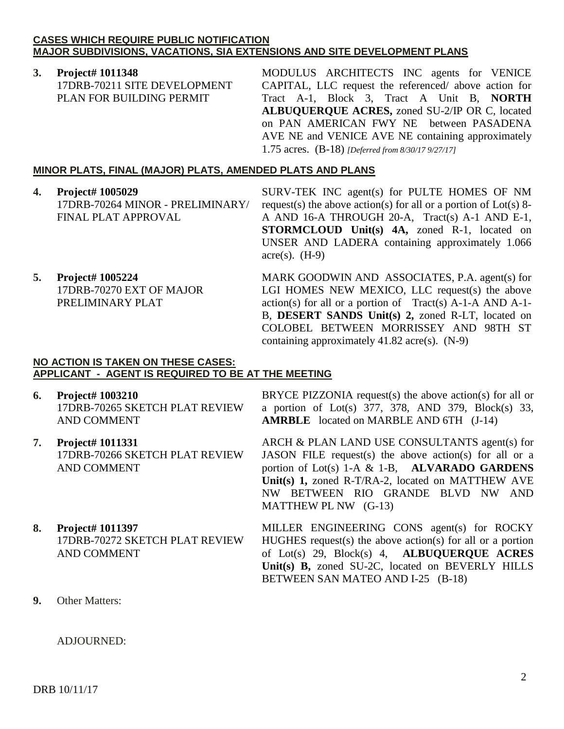**CASES WHICH REQUIRE PUBLIC NOTIFICATION**
**MAJOR SUBDIVISIONS, VACATIONS, SIA EXTENSIONS AND SITE DEVELOPMENT PLANS**

**3. Project# 1011348**
17DRB-70211 SITE DEVELOPMENT PLAN FOR BUILDING PERMIT

MODULUS ARCHITECTS INC agents for VENICE CAPITAL, LLC request the referenced/ above action for Tract A-1, Block 3, Tract A Unit B, **NORTH ALBUQUERQUE ACRES,** zoned SU-2/IP OR C, located on PAN AMERICAN FWY NE between PASADENA AVE NE and VENICE AVE NE containing approximately 1.75 acres. (B-18) *[Deferred from 8/30/17 9/27/17]*

**MINOR PLATS, FINAL (MAJOR) PLATS, AMENDED PLATS AND PLANS**

**4. Project# 1005029**
17DRB-70264 MINOR - PRELIMINARY/ FINAL PLAT APPROVAL

SURV-TEK INC agent(s) for PULTE HOMES OF NM request(s) the above action(s) for all or a portion of Lot(s) 8-A AND 16-A THROUGH 20-A, Tract(s) A-1 AND E-1, **STORMCLOUD Unit(s) 4A,** zoned R-1, located on UNSER AND LADERA containing approximately 1.066 acre(s). (H-9)

**5. Project# 1005224**
17DRB-70270 EXT OF MAJOR PRELIMINARY PLAT

MARK GOODWIN AND ASSOCIATES, P.A. agent(s) for LGI HOMES NEW MEXICO, LLC request(s) the above action(s) for all or a portion of Tract(s) A-1-A AND A-1-B, **DESERT SANDS Unit(s) 2,** zoned R-LT, located on COLOBEL BETWEEN MORRISSEY AND 98TH ST containing approximately 41.82 acre(s). (N-9)

**NO ACTION IS TAKEN ON THESE CASES:**
**APPLICANT - AGENT IS REQUIRED TO BE AT THE MEETING**

**6. Project# 1003210**
17DRB-70265 SKETCH PLAT REVIEW AND COMMENT

BRYCE PIZZONIA request(s) the above action(s) for all or a portion of Lot(s) 377, 378, AND 379, Block(s) 33, **AMRBLE** located on MARBLE AND 6TH (J-14)

**7. Project# 1011331**
17DRB-70266 SKETCH PLAT REVIEW AND COMMENT

ARCH & PLAN LAND USE CONSULTANTS agent(s) for JASON FILE request(s) the above action(s) for all or a portion of Lot(s) 1-A & 1-B, **ALVARADO GARDENS Unit(s) 1,** zoned R-T/RA-2, located on MATTHEW AVE NW BETWEEN RIO GRANDE BLVD NW AND MATTHEW PL NW (G-13)

**8. Project# 1011397**
17DRB-70272 SKETCH PLAT REVIEW AND COMMENT

MILLER ENGINEERING CONS agent(s) for ROCKY HUGHES request(s) the above action(s) for all or a portion of Lot(s) 29, Block(s) 4, **ALBUQUERQUE ACRES Unit(s) B,** zoned SU-2C, located on BEVERLY HILLS BETWEEN SAN MATEO AND I-25 (B-18)

**9.** Other Matters:

ADJOURNED: